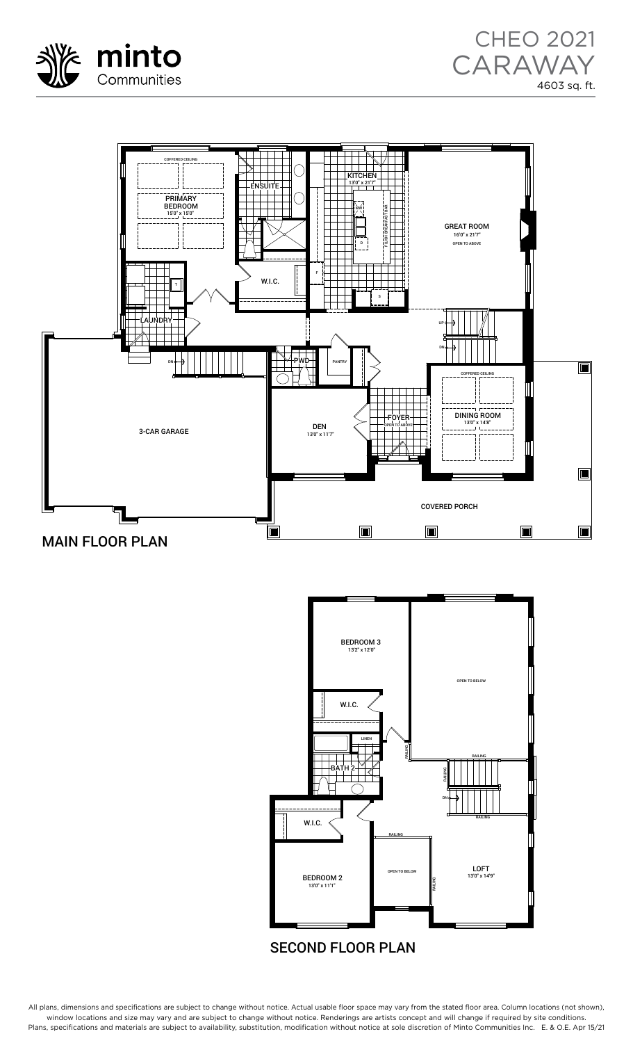minto Communities

# CHEO 2021 CARAWAY

4603 sq. ft.

## MAIN FLOOR PLAN

- COFFERED CEILING
- PRIMARY BEDROOM 15'0" x 15'0"
- ENSUITE
- W.I.C.
- LAUNDRY
- KITCHEN 13'0" x 21'7"
- FLUSH BREAKFAST BAR
- GREAT ROOM 16'0" x 21'7" OPEN TO ABOVE
- UP
- DN
- PWD
- PANTRY
- 3-CAR GARAGE
- DEN 13'0" x 11'7"
- FOYER OPEN TO ABOVE
- COFFERED CEILING
- DINING ROOM 13'0" x 14'8"
- COVERED PORCH

## SECOND FLOOR PLAN

- BEDROOM 3 13'2" x 12'0"
- W.I.C.
- LINEN
- BATH 2
- OPEN TO BELOW
- RAILING
- DN
- W.I.C.
- BEDROOM 2 13'0" x 11'1"
- OPEN TO BELOW
- LOFT 13'0" x 14'9"

All plans, dimensions and specifications are subject to change without notice. Actual usable floor space may vary from the stated floor area. Column locations (not shown), window locations and size may vary and are subject to change without notice. Renderings are artists concept and will change if required by site conditions. Plans, specifications and materials are subject to availability, substitution, modification without notice at sole discretion of Minto Communities Inc. E. & O.E. Apr 15/21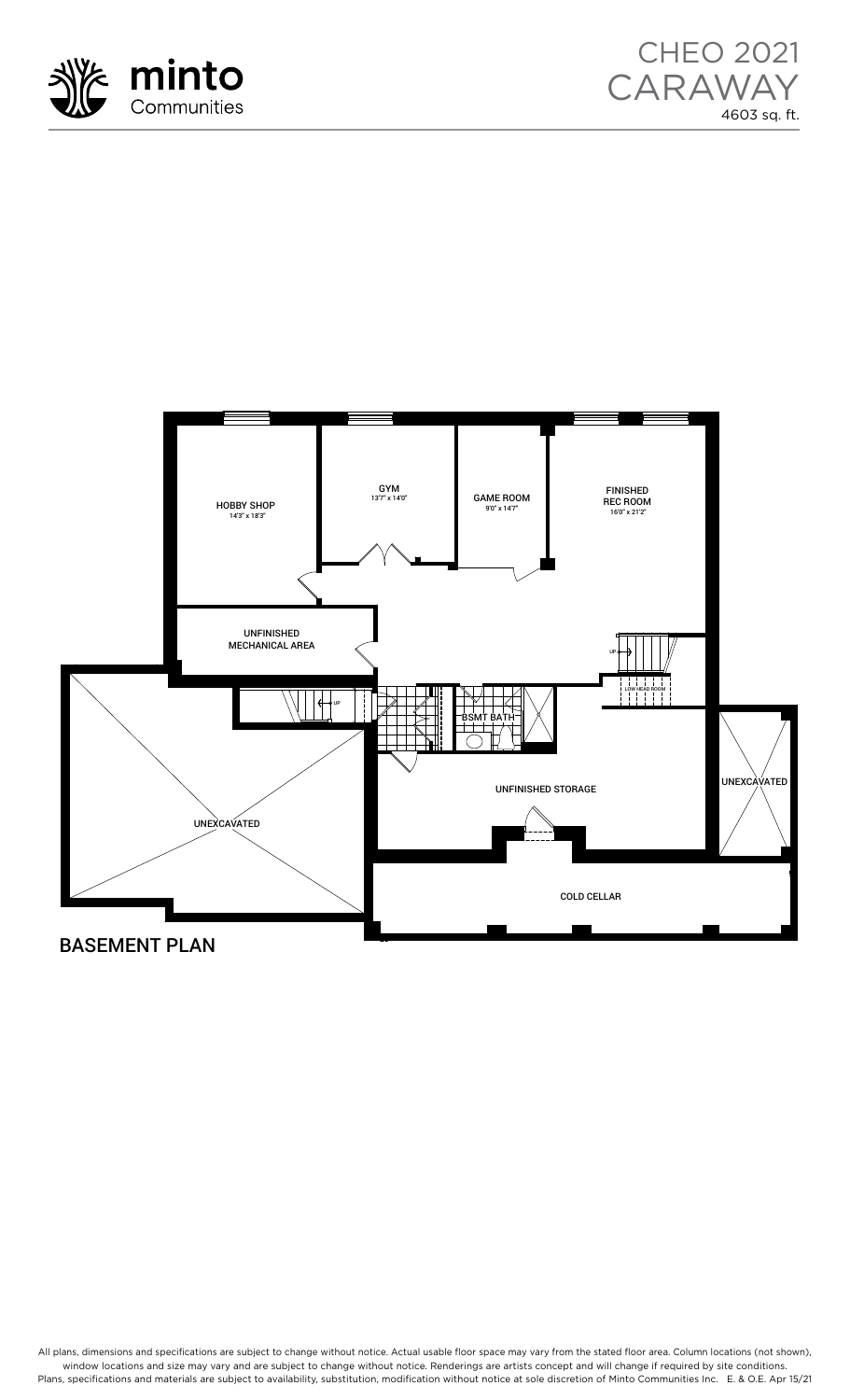# CHEO 2021 CARAWAY

4603 sq. ft.

HOBBY SHOP
14'3" x 18'3"

GYM
13'7" x 14'0"

GAME ROOM
9'0" x 14'7"

FINISHED REC ROOM
16'0" x 21'2"

UNFINISHED MECHANICAL AREA

UP

UP

LOW HEAD ROOM

BSMT BATH

UNEXCAVATED

UNFINISHED STORAGE

UNEXCAVATED

COLD CELLAR

## BASEMENT PLAN

All plans, dimensions and specifications are subject to change without notice. Actual usable floor space may vary from the stated floor area. Column locations (not shown), window locations and size may vary and are subject to change without notice. Renderings are artists concept and will change if required by site conditions. Plans, specifications and materials are subject to availability, substitution, modification without notice at sole discretion of Minto Communities Inc. E. & O.E. Apr 15/21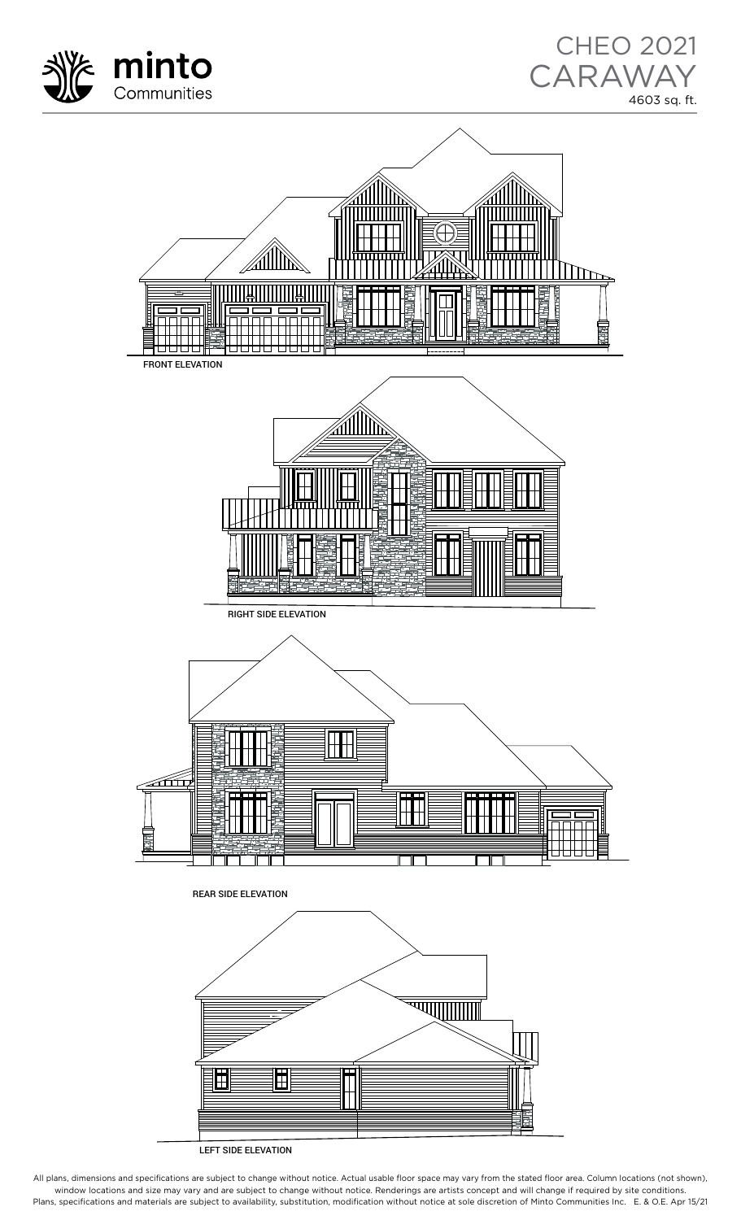minto Communities

# CHEO 2021 CARAWAY

4603 sq. ft.

FRONT ELEVATION

RIGHT SIDE ELEVATION

REAR SIDE ELEVATION

LEFT SIDE ELEVATION

All plans, dimensions and specifications are subject to change without notice. Actual usable floor space may vary from the stated floor area. Column locations (not shown), window locations and size may vary and are subject to change without notice. Renderings are artists concept and will change if required by site conditions. Plans, specifications and materials are subject to availability, substitution, modification without notice at sole discretion of Minto Communities Inc. E. & O.E. Apr 15/21